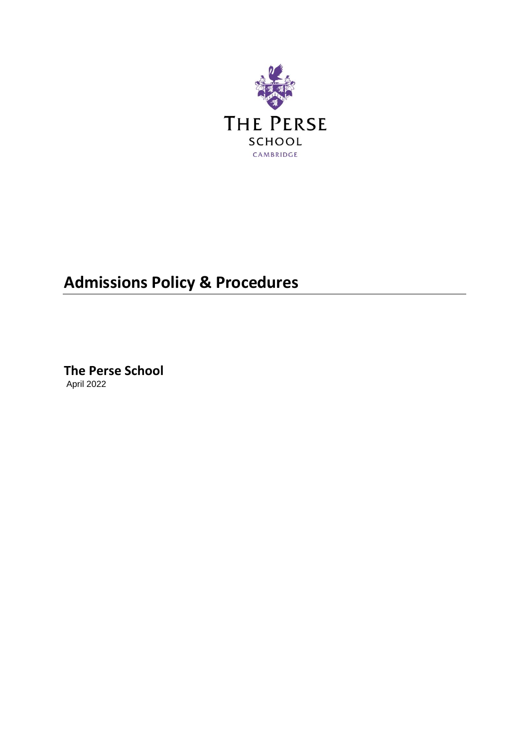THE PERSE

SCHOOL

CAMBRIDGE

# Admissions Policy & Procedures

**The Perse School**

April 2022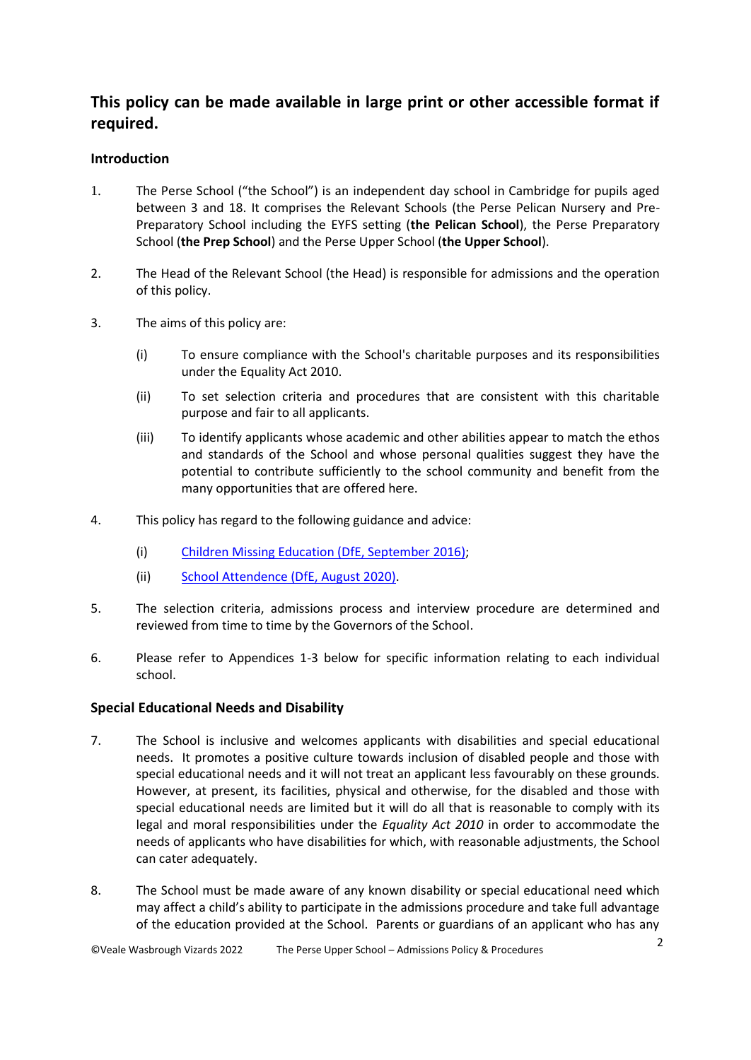## This policy can be made available in large print or other accessible format if required.

### Introduction

1. The Perse School ("the School") is an independent day school in Cambridge for pupils aged between 3 and 18. It comprises the Relevant Schools (the Perse Pelican Nursery and Pre-Preparatory School including the EYFS setting (**the Pelican School**), the Perse Preparatory School (**the Prep School**) and the Perse Upper School (**the Upper School**).

2. The Head of the Relevant School (the Head) is responsible for admissions and the operation of this policy.

3. The aims of this policy are:

   (i) To ensure compliance with the School's charitable purposes and its responsibilities under the Equality Act 2010.

   (ii) To set selection criteria and procedures that are consistent with this charitable purpose and fair to all applicants.

   (iii) To identify applicants whose academic and other abilities appear to match the ethos and standards of the School and whose personal qualities suggest they have the potential to contribute sufficiently to the school community and benefit from the many opportunities that are offered here.

4. This policy has regard to the following guidance and advice:

   (i) Children Missing Education (DfE, September 2016);

   (ii) School Attendence (DfE, August 2020).

5. The selection criteria, admissions process and interview procedure are determined and reviewed from time to time by the Governors of the School.

6. Please refer to Appendices 1-3 below for specific information relating to each individual school.

### Special Educational Needs and Disability

7. The School is inclusive and welcomes applicants with disabilities and special educational needs. It promotes a positive culture towards inclusion of disabled people and those with special educational needs and it will not treat an applicant less favourably on these grounds. However, at present, its facilities, physical and otherwise, for the disabled and those with special educational needs are limited but it will do all that is reasonable to comply with its legal and moral responsibilities under the *Equality Act 2010* in order to accommodate the needs of applicants who have disabilities for which, with reasonable adjustments, the School can cater adequately.

8. The School must be made aware of any known disability or special educational need which may affect a child's ability to participate in the admissions procedure and take full advantage of the education provided at the School. Parents or guardians of an applicant who has any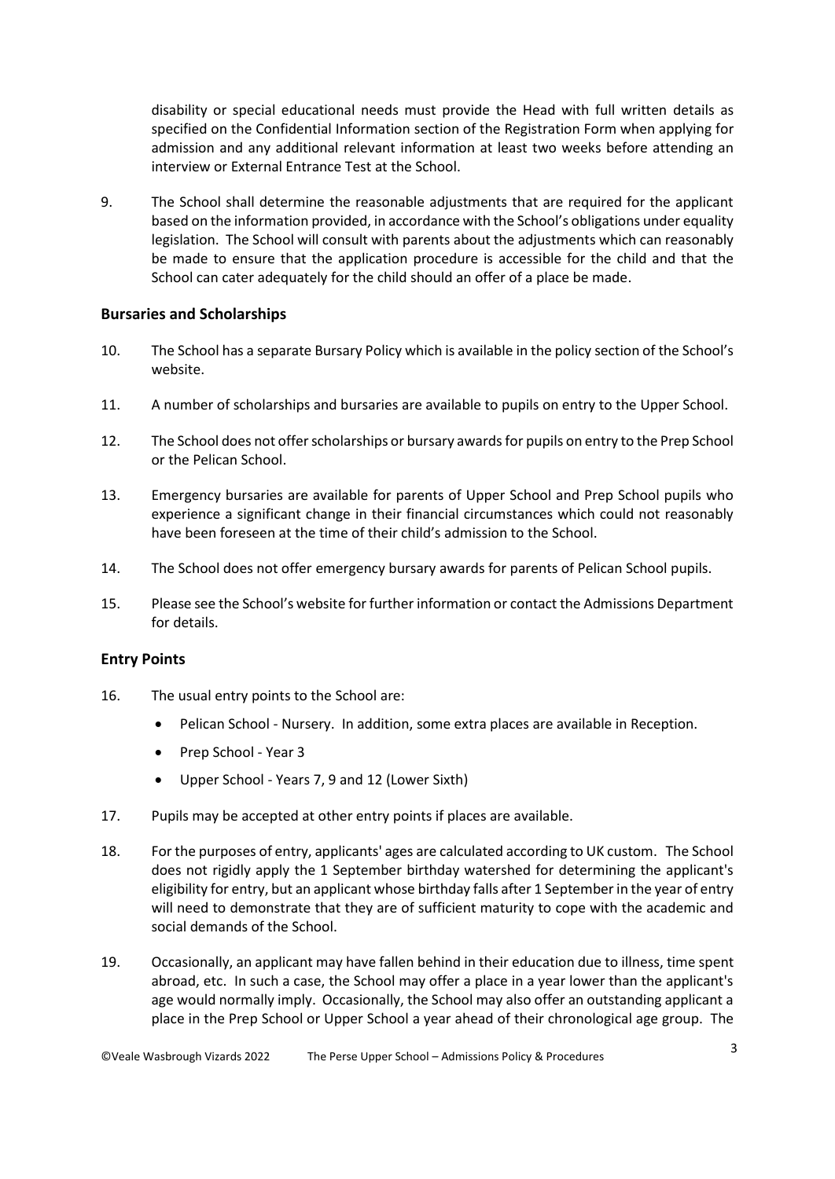disability or special educational needs must provide the Head with full written details as specified on the Confidential Information section of the Registration Form when applying for admission and any additional relevant information at least two weeks before attending an interview or External Entrance Test at the School.

9. The School shall determine the reasonable adjustments that are required for the applicant based on the information provided, in accordance with the School's obligations under equality legislation. The School will consult with parents about the adjustments which can reasonably be made to ensure that the application procedure is accessible for the child and that the School can cater adequately for the child should an offer of a place be made.

## Bursaries and Scholarships

10. The School has a separate Bursary Policy which is available in the policy section of the School's website.

11. A number of scholarships and bursaries are available to pupils on entry to the Upper School.

12. The School does not offer scholarships or bursary awards for pupils on entry to the Prep School or the Pelican School.

13. Emergency bursaries are available for parents of Upper School and Prep School pupils who experience a significant change in their financial circumstances which could not reasonably have been foreseen at the time of their child's admission to the School.

14. The School does not offer emergency bursary awards for parents of Pelican School pupils.

15. Please see the School's website for further information or contact the Admissions Department for details.

## Entry Points

16. The usual entry points to the School are:
    - Pelican School - Nursery. In addition, some extra places are available in Reception.
    - Prep School - Year 3
    - Upper School - Years 7, 9 and 12 (Lower Sixth)

17. Pupils may be accepted at other entry points if places are available.

18. For the purposes of entry, applicants' ages are calculated according to UK custom. The School does not rigidly apply the 1 September birthday watershed for determining the applicant's eligibility for entry, but an applicant whose birthday falls after 1 September in the year of entry will need to demonstrate that they are of sufficient maturity to cope with the academic and social demands of the School.

19. Occasionally, an applicant may have fallen behind in their education due to illness, time spent abroad, etc. In such a case, the School may offer a place in a year lower than the applicant's age would normally imply. Occasionally, the School may also offer an outstanding applicant a place in the Prep School or Upper School a year ahead of their chronological age group. The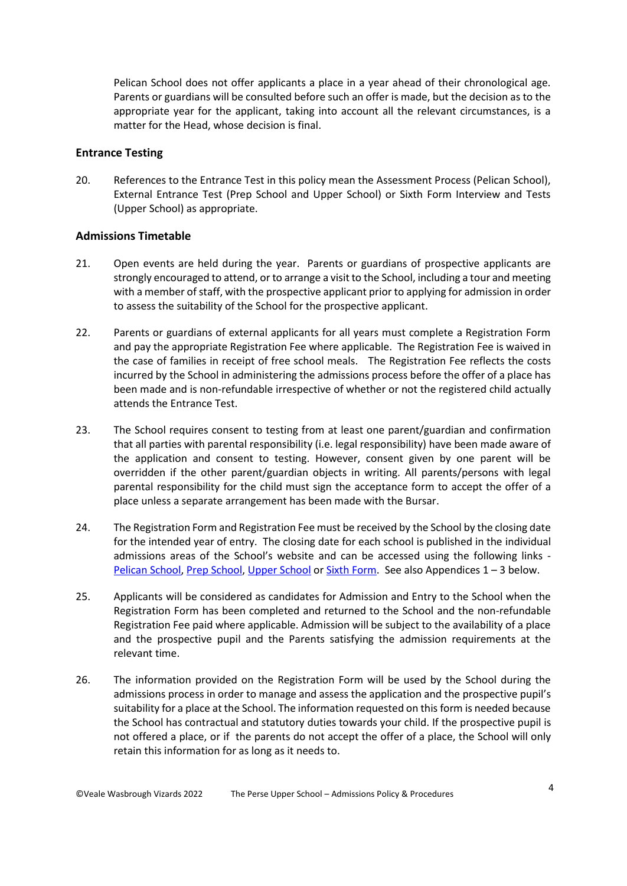Pelican School does not offer applicants a place in a year ahead of their chronological age. Parents or guardians will be consulted before such an offer is made, but the decision as to the appropriate year for the applicant, taking into account all the relevant circumstances, is a matter for the Head, whose decision is final.

### Entrance Testing

20. References to the Entrance Test in this policy mean the Assessment Process (Pelican School), External Entrance Test (Prep School and Upper School) or Sixth Form Interview and Tests (Upper School) as appropriate.

### Admissions Timetable

21. Open events are held during the year. Parents or guardians of prospective applicants are strongly encouraged to attend, or to arrange a visit to the School, including a tour and meeting with a member of staff, with the prospective applicant prior to applying for admission in order to assess the suitability of the School for the prospective applicant.

22. Parents or guardians of external applicants for all years must complete a Registration Form and pay the appropriate Registration Fee where applicable. The Registration Fee is waived in the case of families in receipt of free school meals. The Registration Fee reflects the costs incurred by the School in administering the admissions process before the offer of a place has been made and is non-refundable irrespective of whether or not the registered child actually attends the Entrance Test.

23. The School requires consent to testing from at least one parent/guardian and confirmation that all parties with parental responsibility (i.e. legal responsibility) have been made aware of the application and consent to testing. However, consent given by one parent will be overridden if the other parent/guardian objects in writing. All parents/persons with legal parental responsibility for the child must sign the acceptance form to accept the offer of a place unless a separate arrangement has been made with the Bursar.

24. The Registration Form and Registration Fee must be received by the School by the closing date for the intended year of entry. The closing date for each school is published in the individual admissions areas of the School's website and can be accessed using the following links - Pelican School, Prep School, Upper School or Sixth Form. See also Appendices 1 – 3 below.

25. Applicants will be considered as candidates for Admission and Entry to the School when the Registration Form has been completed and returned to the School and the non-refundable Registration Fee paid where applicable. Admission will be subject to the availability of a place and the prospective pupil and the Parents satisfying the admission requirements at the relevant time.

26. The information provided on the Registration Form will be used by the School during the admissions process in order to manage and assess the application and the prospective pupil's suitability for a place at the School. The information requested on this form is needed because the School has contractual and statutory duties towards your child. If the prospective pupil is not offered a place, or if the parents do not accept the offer of a place, the School will only retain this information for as long as it needs to.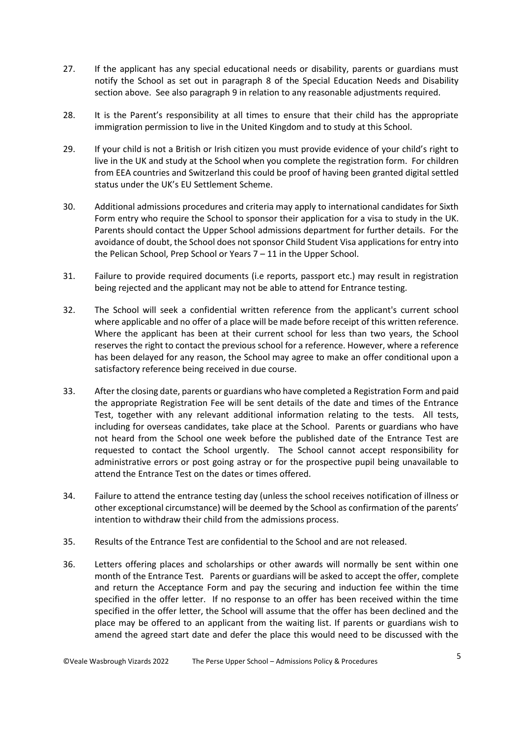27. If the applicant has any special educational needs or disability, parents or guardians must notify the School as set out in paragraph 8 of the Special Education Needs and Disability section above. See also paragraph 9 in relation to any reasonable adjustments required.

28. It is the Parent's responsibility at all times to ensure that their child has the appropriate immigration permission to live in the United Kingdom and to study at this School.

29. If your child is not a British or Irish citizen you must provide evidence of your child's right to live in the UK and study at the School when you complete the registration form. For children from EEA countries and Switzerland this could be proof of having been granted digital settled status under the UK's EU Settlement Scheme.

30. Additional admissions procedures and criteria may apply to international candidates for Sixth Form entry who require the School to sponsor their application for a visa to study in the UK. Parents should contact the Upper School admissions department for further details. For the avoidance of doubt, the School does not sponsor Child Student Visa applications for entry into the Pelican School, Prep School or Years 7 – 11 in the Upper School.

31. Failure to provide required documents (i.e reports, passport etc.) may result in registration being rejected and the applicant may not be able to attend for Entrance testing.

32. The School will seek a confidential written reference from the applicant's current school where applicable and no offer of a place will be made before receipt of this written reference. Where the applicant has been at their current school for less than two years, the School reserves the right to contact the previous school for a reference. However, where a reference has been delayed for any reason, the School may agree to make an offer conditional upon a satisfactory reference being received in due course.

33. After the closing date, parents or guardians who have completed a Registration Form and paid the appropriate Registration Fee will be sent details of the date and times of the Entrance Test, together with any relevant additional information relating to the tests. All tests, including for overseas candidates, take place at the School. Parents or guardians who have not heard from the School one week before the published date of the Entrance Test are requested to contact the School urgently. The School cannot accept responsibility for administrative errors or post going astray or for the prospective pupil being unavailable to attend the Entrance Test on the dates or times offered.

34. Failure to attend the entrance testing day (unless the school receives notification of illness or other exceptional circumstance) will be deemed by the School as confirmation of the parents' intention to withdraw their child from the admissions process.

35. Results of the Entrance Test are confidential to the School and are not released.

36. Letters offering places and scholarships or other awards will normally be sent within one month of the Entrance Test. Parents or guardians will be asked to accept the offer, complete and return the Acceptance Form and pay the securing and induction fee within the time specified in the offer letter. If no response to an offer has been received within the time specified in the offer letter, the School will assume that the offer has been declined and the place may be offered to an applicant from the waiting list. If parents or guardians wish to amend the agreed start date and defer the place this would need to be discussed with the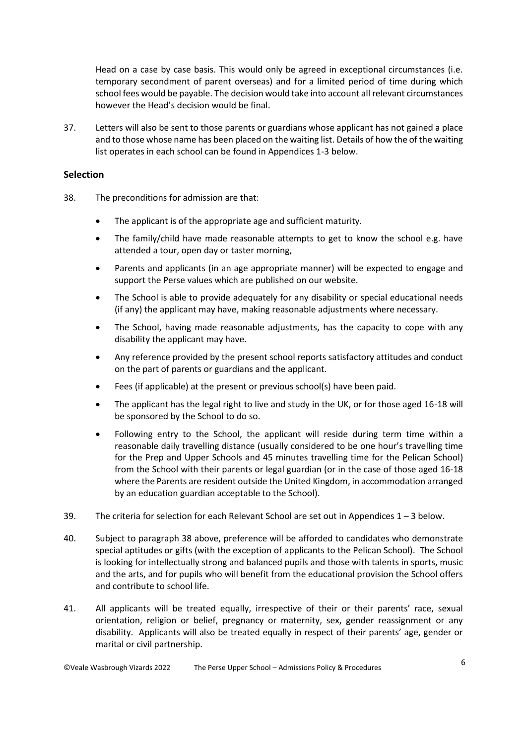Head on a case by case basis. This would only be agreed in exceptional circumstances (i.e. temporary secondment of parent overseas) and for a limited period of time during which school fees would be payable. The decision would take into account all relevant circumstances however the Head's decision would be final.

37. Letters will also be sent to those parents or guardians whose applicant has not gained a place and to those whose name has been placed on the waiting list. Details of how the of the waiting list operates in each school can be found in Appendices 1-3 below.

## Selection

38. The preconditions for admission are that:

    - The applicant is of the appropriate age and sufficient maturity.
    - The family/child have made reasonable attempts to get to know the school e.g. have attended a tour, open day or taster morning,
    - Parents and applicants (in an age appropriate manner) will be expected to engage and support the Perse values which are published on our website.
    - The School is able to provide adequately for any disability or special educational needs (if any) the applicant may have, making reasonable adjustments where necessary.
    - The School, having made reasonable adjustments, has the capacity to cope with any disability the applicant may have.
    - Any reference provided by the present school reports satisfactory attitudes and conduct on the part of parents or guardians and the applicant.
    - Fees (if applicable) at the present or previous school(s) have been paid.
    - The applicant has the legal right to live and study in the UK, or for those aged 16-18 will be sponsored by the School to do so.
    - Following entry to the School, the applicant will reside during term time within a reasonable daily travelling distance (usually considered to be one hour's travelling time for the Prep and Upper Schools and 45 minutes travelling time for the Pelican School) from the School with their parents or legal guardian (or in the case of those aged 16-18 where the Parents are resident outside the United Kingdom, in accommodation arranged by an education guardian acceptable to the School).

39. The criteria for selection for each Relevant School are set out in Appendices 1 – 3 below.

40. Subject to paragraph 38 above, preference will be afforded to candidates who demonstrate special aptitudes or gifts (with the exception of applicants to the Pelican School). The School is looking for intellectually strong and balanced pupils and those with talents in sports, music and the arts, and for pupils who will benefit from the educational provision the School offers and contribute to school life.

41. All applicants will be treated equally, irrespective of their or their parents' race, sexual orientation, religion or belief, pregnancy or maternity, sex, gender reassignment or any disability. Applicants will also be treated equally in respect of their parents' age, gender or marital or civil partnership.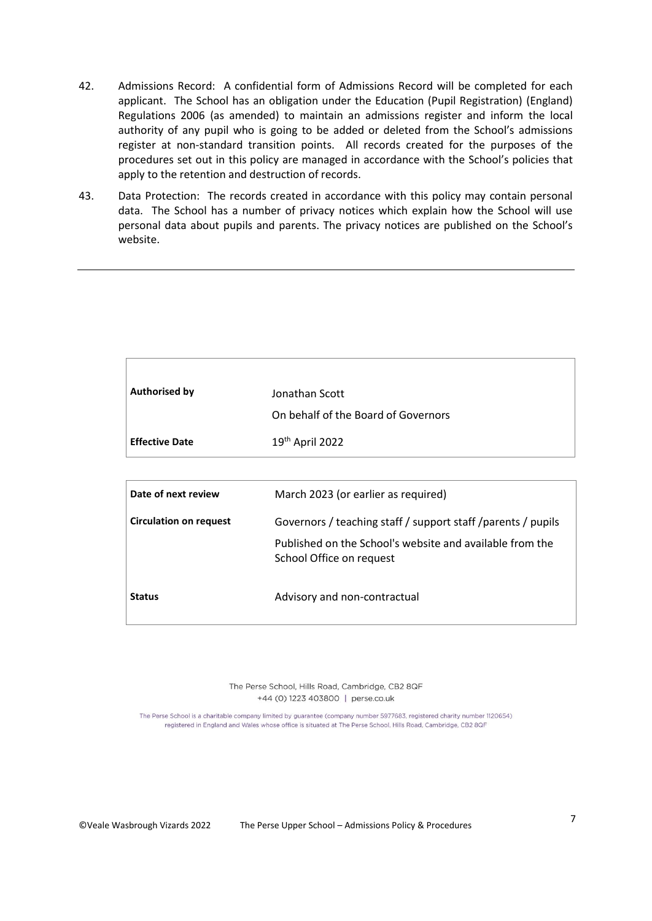42. Admissions Record: A confidential form of Admissions Record will be completed for each applicant. The School has an obligation under the Education (Pupil Registration) (England) Regulations 2006 (as amended) to maintain an admissions register and inform the local authority of any pupil who is going to be added or deleted from the School's admissions register at non-standard transition points. All records created for the purposes of the procedures set out in this policy are managed in accordance with the School's policies that apply to the retention and destruction of records.

43. Data Protection: The records created in accordance with this policy may contain personal data. The School has a number of privacy notices which explain how the School will use personal data about pupils and parents. The privacy notices are published on the School's website.

---

| | |
|---|---|
| **Authorised by** | Jonathan Scott<br>On behalf of the Board of Governors |
| **Effective Date** | 19th April 2022 |

| | |
|---|---|
| **Date of next review** | March 2023 (or earlier as required) |
| **Circulation on request** | Governors / teaching staff / support staff /parents / pupils<br>Published on the School's website and available from the School Office on request |
| **Status** | Advisory and non-contractual |

The Perse School, Hills Road, Cambridge, CB2 8QF
+44 (0) 1223 403800 | perse.co.uk

The Perse School is a charitable company limited by guarantee (company number 5977683, registered charity number 1120654) registered in England and Wales whose office is situated at The Perse School, Hills Road, Cambridge, CB2 8QF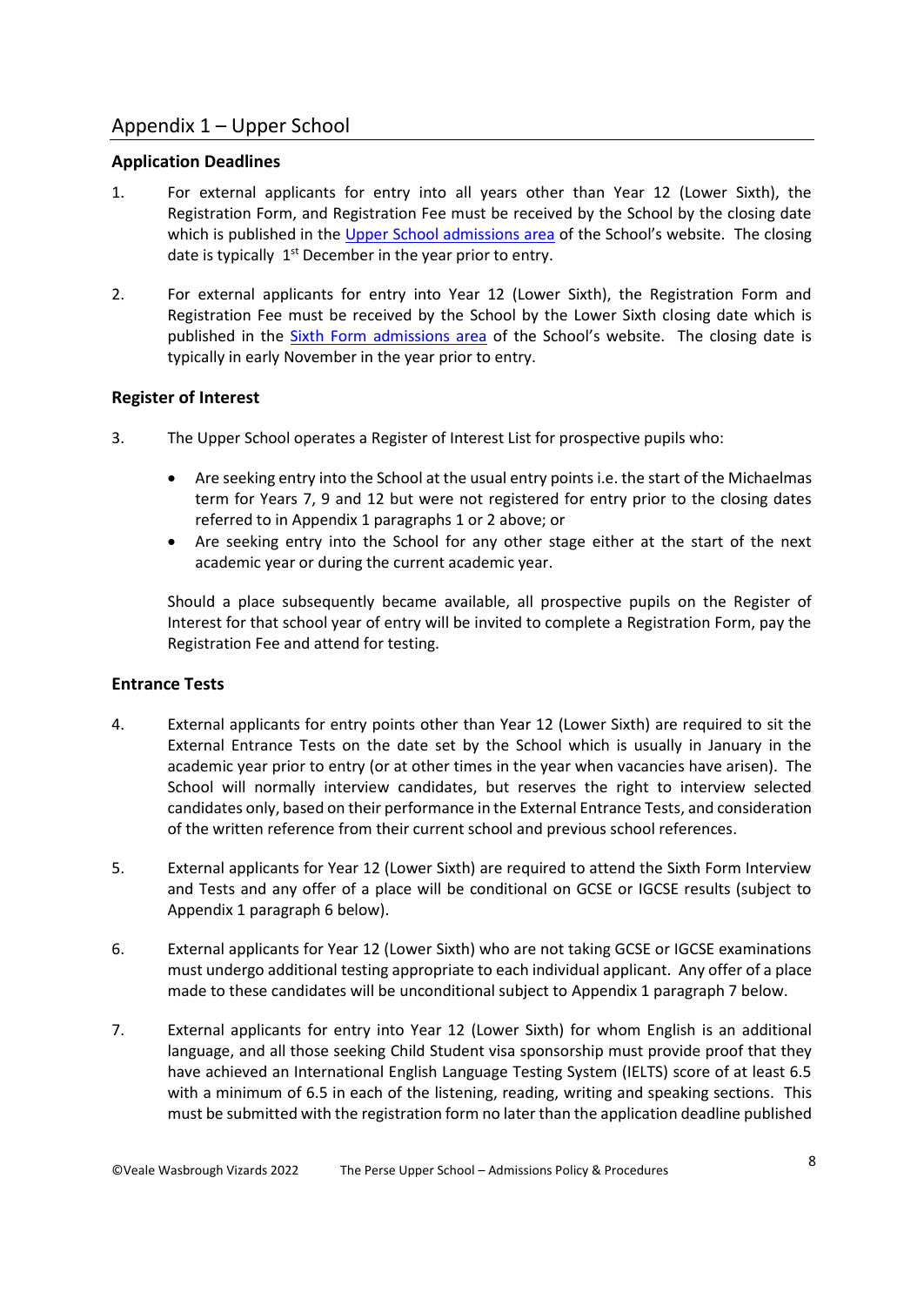## Appendix 1 – Upper School

### Application Deadlines

1. For external applicants for entry into all years other than Year 12 (Lower Sixth), the Registration Form, and Registration Fee must be received by the School by the closing date which is published in the Upper School admissions area of the School's website. The closing date is typically 1st December in the year prior to entry.

2. For external applicants for entry into Year 12 (Lower Sixth), the Registration Form and Registration Fee must be received by the School by the Lower Sixth closing date which is published in the Sixth Form admissions area of the School's website. The closing date is typically in early November in the year prior to entry.

### Register of Interest

3. The Upper School operates a Register of Interest List for prospective pupils who:

   - Are seeking entry into the School at the usual entry points i.e. the start of the Michaelmas term for Years 7, 9 and 12 but were not registered for entry prior to the closing dates referred to in Appendix 1 paragraphs 1 or 2 above; or
   - Are seeking entry into the School for any other stage either at the start of the next academic year or during the current academic year.

   Should a place subsequently became available, all prospective pupils on the Register of Interest for that school year of entry will be invited to complete a Registration Form, pay the Registration Fee and attend for testing.

### Entrance Tests

4. External applicants for entry points other than Year 12 (Lower Sixth) are required to sit the External Entrance Tests on the date set by the School which is usually in January in the academic year prior to entry (or at other times in the year when vacancies have arisen). The School will normally interview candidates, but reserves the right to interview selected candidates only, based on their performance in the External Entrance Tests, and consideration of the written reference from their current school and previous school references.

5. External applicants for Year 12 (Lower Sixth) are required to attend the Sixth Form Interview and Tests and any offer of a place will be conditional on GCSE or IGCSE results (subject to Appendix 1 paragraph 6 below).

6. External applicants for Year 12 (Lower Sixth) who are not taking GCSE or IGCSE examinations must undergo additional testing appropriate to each individual applicant. Any offer of a place made to these candidates will be unconditional subject to Appendix 1 paragraph 7 below.

7. External applicants for entry into Year 12 (Lower Sixth) for whom English is an additional language, and all those seeking Child Student visa sponsorship must provide proof that they have achieved an International English Language Testing System (IELTS) score of at least 6.5 with a minimum of 6.5 in each of the listening, reading, writing and speaking sections. This must be submitted with the registration form no later than the application deadline published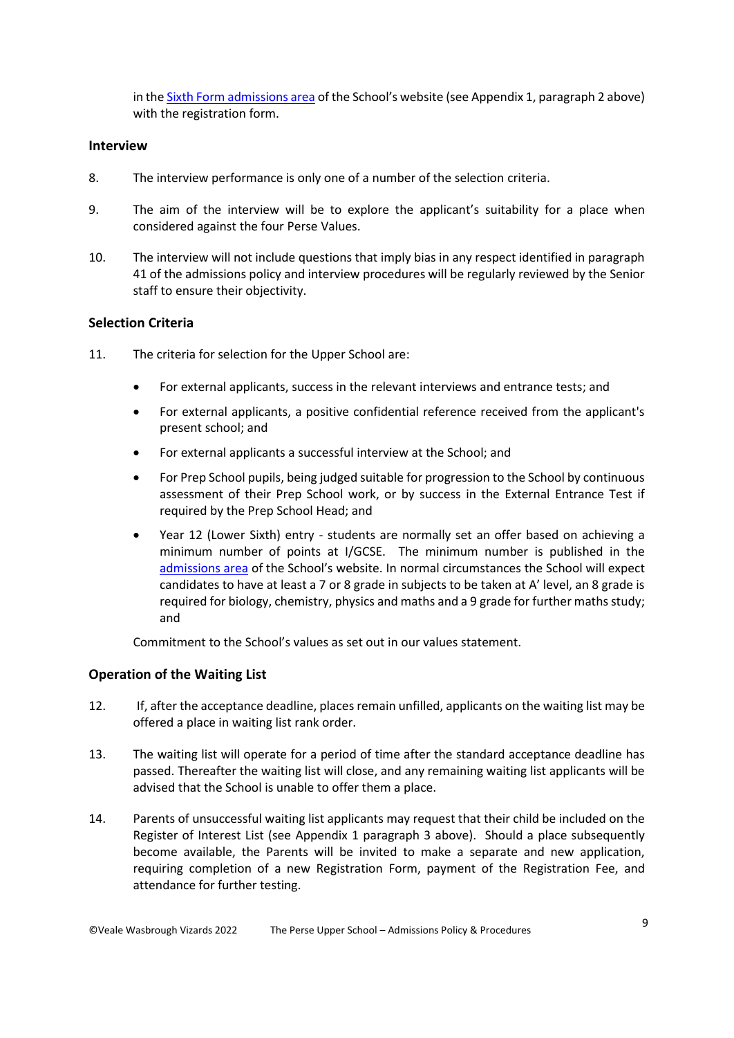in the [Sixth Form admissions area](#) of the School's website (see Appendix 1, paragraph 2 above) with the registration form.

## Interview

8. The interview performance is only one of a number of the selection criteria.

9. The aim of the interview will be to explore the applicant's suitability for a place when considered against the four Perse Values.

10. The interview will not include questions that imply bias in any respect identified in paragraph 41 of the admissions policy and interview procedures will be regularly reviewed by the Senior staff to ensure their objectivity.

## Selection Criteria

11. The criteria for selection for the Upper School are:

- For external applicants, success in the relevant interviews and entrance tests; and
- For external applicants, a positive confidential reference received from the applicant's present school; and
- For external applicants a successful interview at the School; and
- For Prep School pupils, being judged suitable for progression to the School by continuous assessment of their Prep School work, or by success in the External Entrance Test if required by the Prep School Head; and
- Year 12 (Lower Sixth) entry - students are normally set an offer based on achieving a minimum number of points at I/GCSE. The minimum number is published in the [admissions area](#) of the School's website. In normal circumstances the School will expect candidates to have at least a 7 or 8 grade in subjects to be taken at A' level, an 8 grade is required for biology, chemistry, physics and maths and a 9 grade for further maths study; and

Commitment to the School's values as set out in our values statement.

## Operation of the Waiting List

12. If, after the acceptance deadline, places remain unfilled, applicants on the waiting list may be offered a place in waiting list rank order.

13. The waiting list will operate for a period of time after the standard acceptance deadline has passed. Thereafter the waiting list will close, and any remaining waiting list applicants will be advised that the School is unable to offer them a place.

14. Parents of unsuccessful waiting list applicants may request that their child be included on the Register of Interest List (see Appendix 1 paragraph 3 above). Should a place subsequently become available, the Parents will be invited to make a separate and new application, requiring completion of a new Registration Form, payment of the Registration Fee, and attendance for further testing.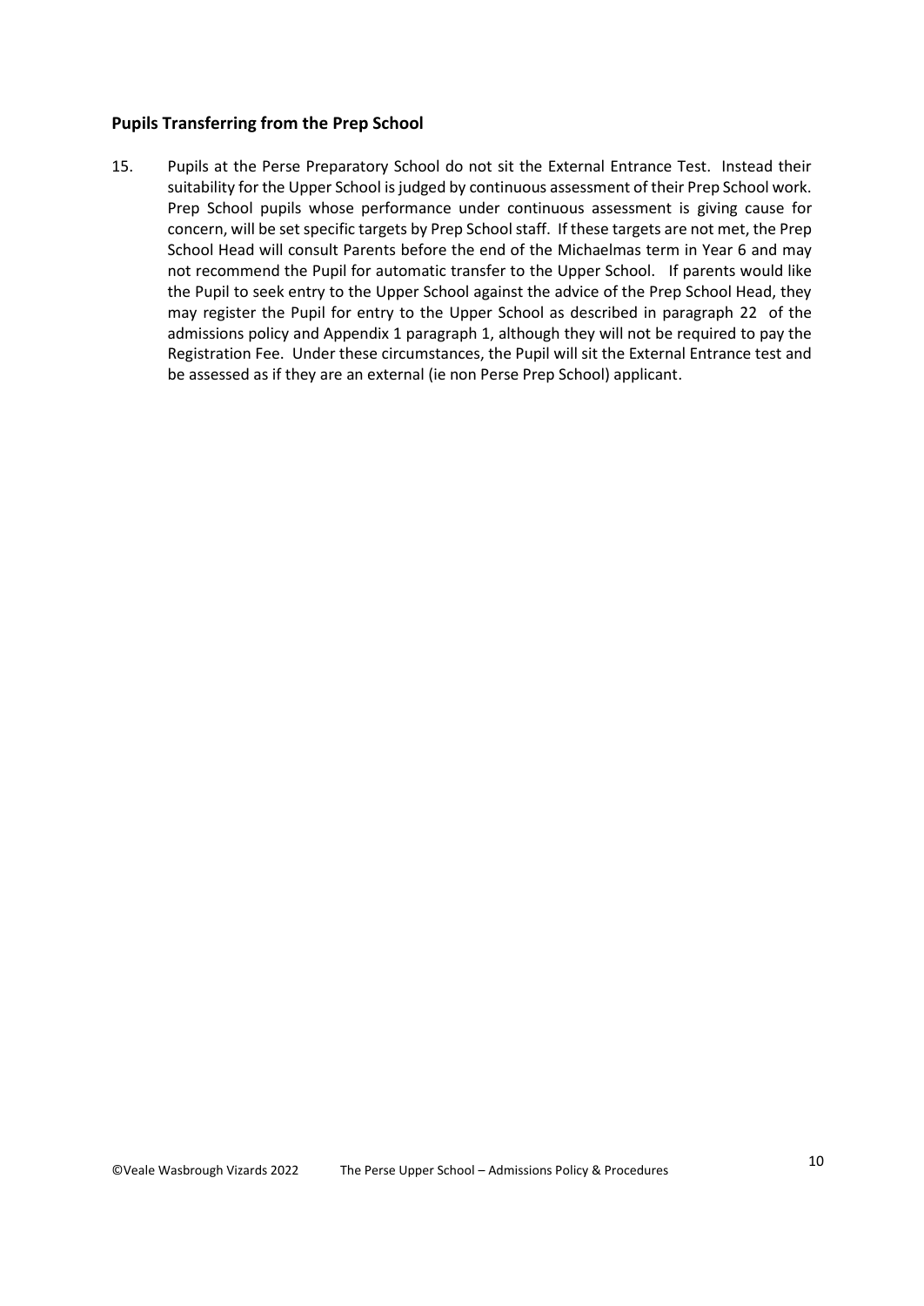## Pupils Transferring from the Prep School

15. Pupils at the Perse Preparatory School do not sit the External Entrance Test. Instead their suitability for the Upper School is judged by continuous assessment of their Prep School work. Prep School pupils whose performance under continuous assessment is giving cause for concern, will be set specific targets by Prep School staff. If these targets are not met, the Prep School Head will consult Parents before the end of the Michaelmas term in Year 6 and may not recommend the Pupil for automatic transfer to the Upper School. If parents would like the Pupil to seek entry to the Upper School against the advice of the Prep School Head, they may register the Pupil for entry to the Upper School as described in paragraph 22 of the admissions policy and Appendix 1 paragraph 1, although they will not be required to pay the Registration Fee. Under these circumstances, the Pupil will sit the External Entrance test and be assessed as if they are an external (ie non Perse Prep School) applicant.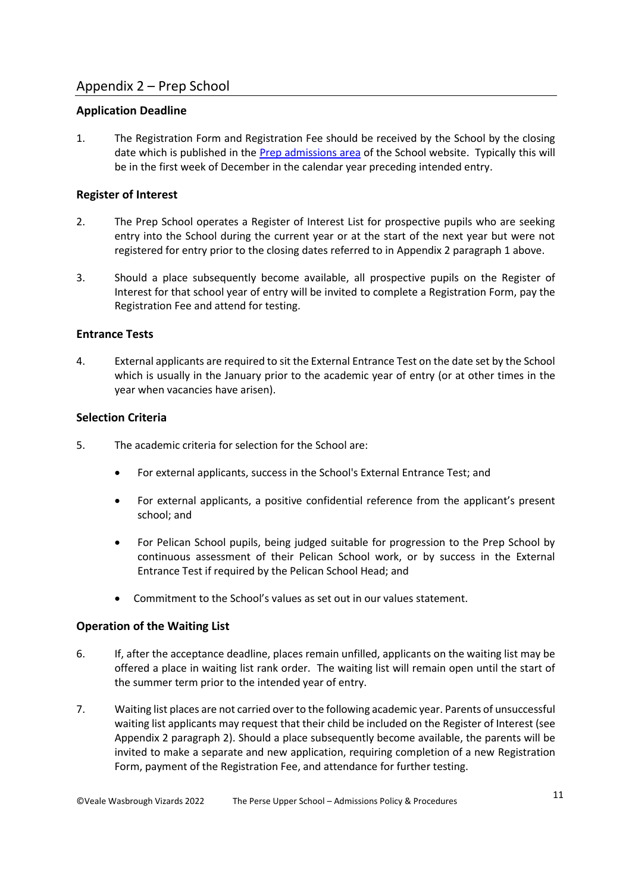## Appendix 2 – Prep School

### Application Deadline

1. The Registration Form and Registration Fee should be received by the School by the closing date which is published in the Prep admissions area of the School website. Typically this will be in the first week of December in the calendar year preceding intended entry.

### Register of Interest

2. The Prep School operates a Register of Interest List for prospective pupils who are seeking entry into the School during the current year or at the start of the next year but were not registered for entry prior to the closing dates referred to in Appendix 2 paragraph 1 above.

3. Should a place subsequently become available, all prospective pupils on the Register of Interest for that school year of entry will be invited to complete a Registration Form, pay the Registration Fee and attend for testing.

### Entrance Tests

4. External applicants are required to sit the External Entrance Test on the date set by the School which is usually in the January prior to the academic year of entry (or at other times in the year when vacancies have arisen).

### Selection Criteria

5. The academic criteria for selection for the School are:

   - For external applicants, success in the School's External Entrance Test; and
   - For external applicants, a positive confidential reference from the applicant's present school; and
   - For Pelican School pupils, being judged suitable for progression to the Prep School by continuous assessment of their Pelican School work, or by success in the External Entrance Test if required by the Pelican School Head; and
   - Commitment to the School's values as set out in our values statement.

### Operation of the Waiting List

6. If, after the acceptance deadline, places remain unfilled, applicants on the waiting list may be offered a place in waiting list rank order. The waiting list will remain open until the start of the summer term prior to the intended year of entry.

7. Waiting list places are not carried over to the following academic year. Parents of unsuccessful waiting list applicants may request that their child be included on the Register of Interest (see Appendix 2 paragraph 2). Should a place subsequently become available, the parents will be invited to make a separate and new application, requiring completion of a new Registration Form, payment of the Registration Fee, and attendance for further testing.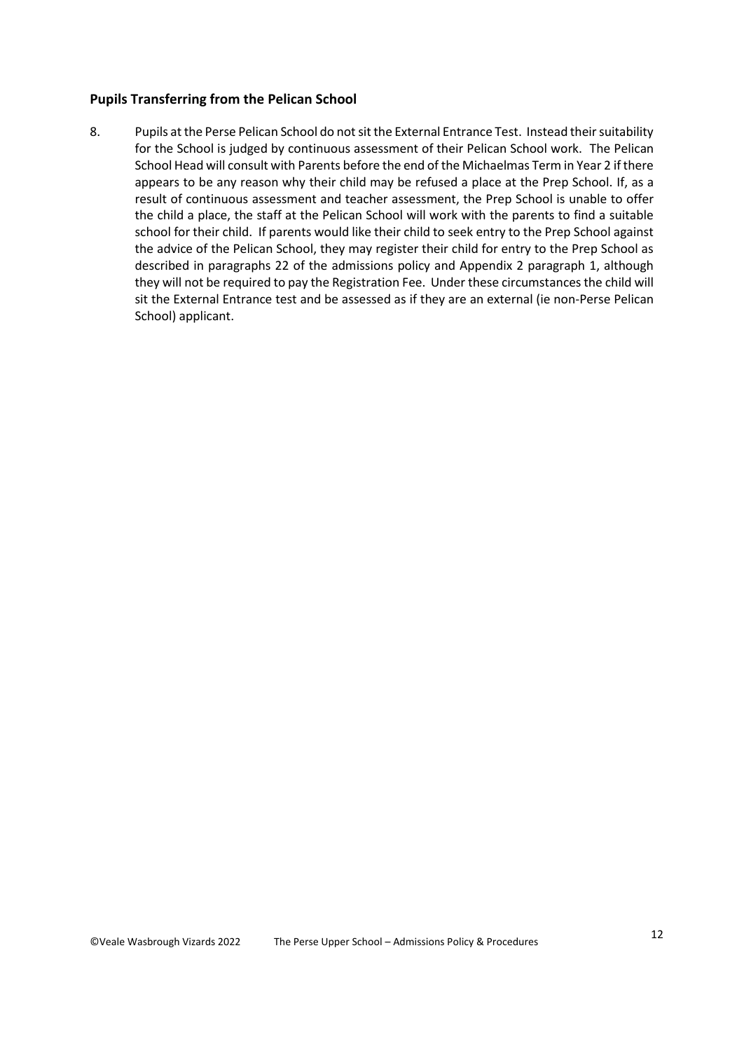## Pupils Transferring from the Pelican School

8. Pupils at the Perse Pelican School do not sit the External Entrance Test. Instead their suitability for the School is judged by continuous assessment of their Pelican School work. The Pelican School Head will consult with Parents before the end of the Michaelmas Term in Year 2 if there appears to be any reason why their child may be refused a place at the Prep School. If, as a result of continuous assessment and teacher assessment, the Prep School is unable to offer the child a place, the staff at the Pelican School will work with the parents to find a suitable school for their child. If parents would like their child to seek entry to the Prep School against the advice of the Pelican School, they may register their child for entry to the Prep School as described in paragraphs 22 of the admissions policy and Appendix 2 paragraph 1, although they will not be required to pay the Registration Fee. Under these circumstances the child will sit the External Entrance test and be assessed as if they are an external (ie non-Perse Pelican School) applicant.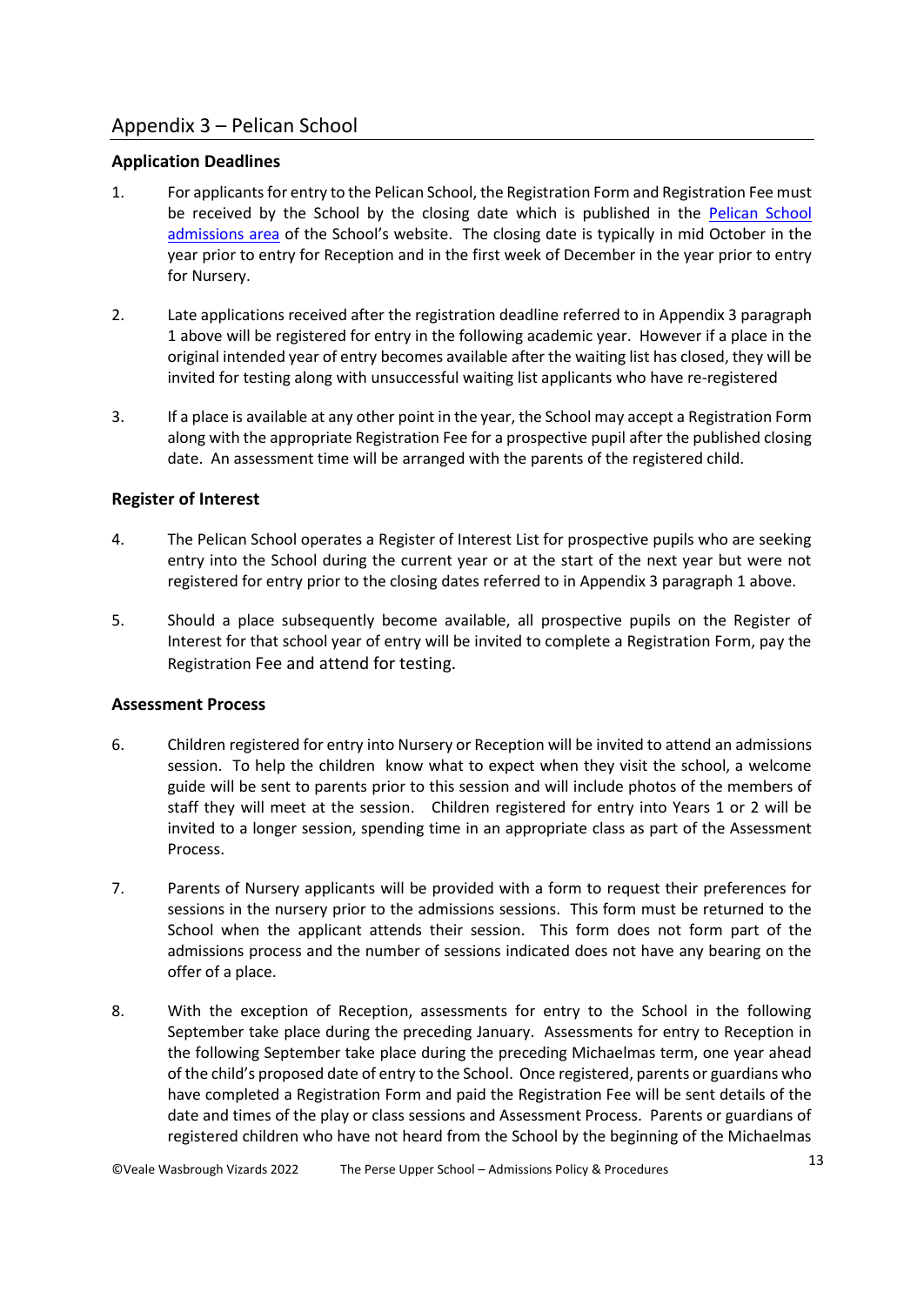## Appendix 3 – Pelican School

### Application Deadlines

1. For applicants for entry to the Pelican School, the Registration Form and Registration Fee must be received by the School by the closing date which is published in the [Pelican School admissions area](#) of the School's website. The closing date is typically in mid October in the year prior to entry for Reception and in the first week of December in the year prior to entry for Nursery.

2. Late applications received after the registration deadline referred to in Appendix 3 paragraph 1 above will be registered for entry in the following academic year. However if a place in the original intended year of entry becomes available after the waiting list has closed, they will be invited for testing along with unsuccessful waiting list applicants who have re-registered

3. If a place is available at any other point in the year, the School may accept a Registration Form along with the appropriate Registration Fee for a prospective pupil after the published closing date. An assessment time will be arranged with the parents of the registered child.

### Register of Interest

4. The Pelican School operates a Register of Interest List for prospective pupils who are seeking entry into the School during the current year or at the start of the next year but were not registered for entry prior to the closing dates referred to in Appendix 3 paragraph 1 above.

5. Should a place subsequently become available, all prospective pupils on the Register of Interest for that school year of entry will be invited to complete a Registration Form, pay the Registration Fee and attend for testing.

### Assessment Process

6. Children registered for entry into Nursery or Reception will be invited to attend an admissions session. To help the children know what to expect when they visit the school, a welcome guide will be sent to parents prior to this session and will include photos of the members of staff they will meet at the session. Children registered for entry into Years 1 or 2 will be invited to a longer session, spending time in an appropriate class as part of the Assessment Process.

7. Parents of Nursery applicants will be provided with a form to request their preferences for sessions in the nursery prior to the admissions sessions. This form must be returned to the School when the applicant attends their session. This form does not form part of the admissions process and the number of sessions indicated does not have any bearing on the offer of a place.

8. With the exception of Reception, assessments for entry to the School in the following September take place during the preceding January. Assessments for entry to Reception in the following September take place during the preceding Michaelmas term, one year ahead of the child's proposed date of entry to the School. Once registered, parents or guardians who have completed a Registration Form and paid the Registration Fee will be sent details of the date and times of the play or class sessions and Assessment Process. Parents or guardians of registered children who have not heard from the School by the beginning of the Michaelmas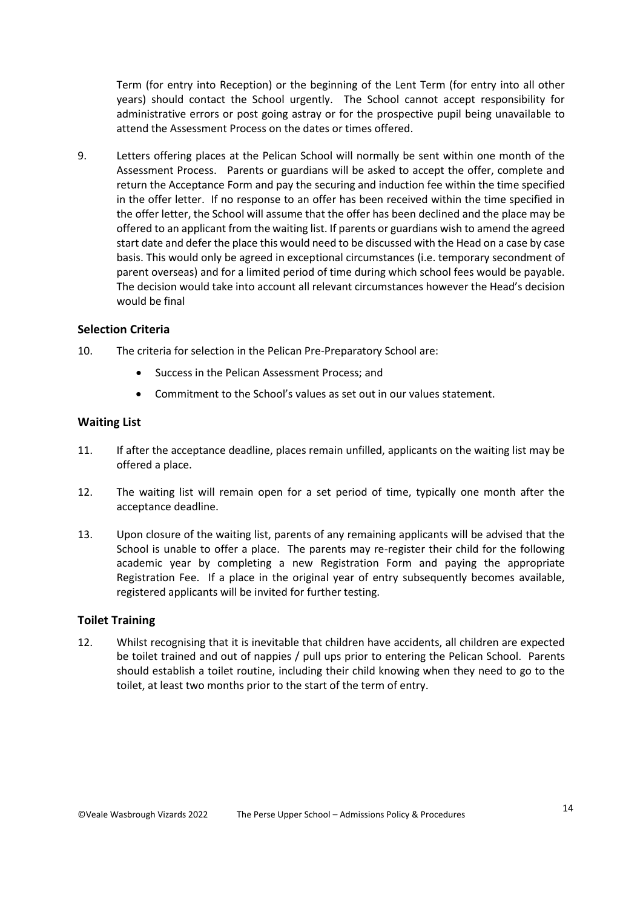Term (for entry into Reception) or the beginning of the Lent Term (for entry into all other years) should contact the School urgently. The School cannot accept responsibility for administrative errors or post going astray or for the prospective pupil being unavailable to attend the Assessment Process on the dates or times offered.

9. Letters offering places at the Pelican School will normally be sent within one month of the Assessment Process. Parents or guardians will be asked to accept the offer, complete and return the Acceptance Form and pay the securing and induction fee within the time specified in the offer letter. If no response to an offer has been received within the time specified in the offer letter, the School will assume that the offer has been declined and the place may be offered to an applicant from the waiting list. If parents or guardians wish to amend the agreed start date and defer the place this would need to be discussed with the Head on a case by case basis. This would only be agreed in exceptional circumstances (i.e. temporary secondment of parent overseas) and for a limited period of time during which school fees would be payable. The decision would take into account all relevant circumstances however the Head's decision would be final

### Selection Criteria

10. The criteria for selection in the Pelican Pre-Preparatory School are:
    - Success in the Pelican Assessment Process; and
    - Commitment to the School's values as set out in our values statement.

### Waiting List

11. If after the acceptance deadline, places remain unfilled, applicants on the waiting list may be offered a place.

12. The waiting list will remain open for a set period of time, typically one month after the acceptance deadline.

13. Upon closure of the waiting list, parents of any remaining applicants will be advised that the School is unable to offer a place. The parents may re-register their child for the following academic year by completing a new Registration Form and paying the appropriate Registration Fee. If a place in the original year of entry subsequently becomes available, registered applicants will be invited for further testing.

### Toilet Training

12. Whilst recognising that it is inevitable that children have accidents, all children are expected be toilet trained and out of nappies / pull ups prior to entering the Pelican School. Parents should establish a toilet routine, including their child knowing when they need to go to the toilet, at least two months prior to the start of the term of entry.